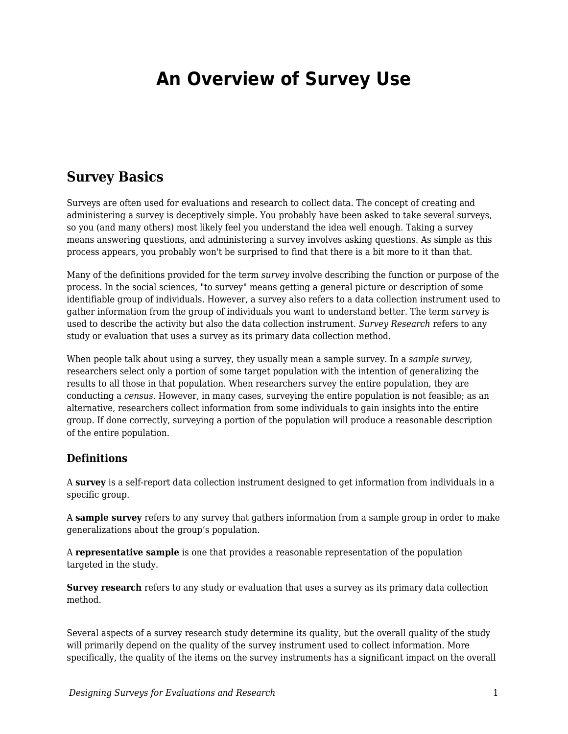# An Overview of Survey Use

## Survey Basics

Surveys are often used for evaluations and research to collect data. The concept of creating and administering a survey is deceptively simple. You probably have been asked to take several surveys, so you (and many others) most likely feel you understand the idea well enough. Taking a survey means answering questions, and administering a survey involves asking questions. As simple as this process appears, you probably won't be surprised to find that there is a bit more to it than that.

Many of the definitions provided for the term *survey* involve describing the function or purpose of the process. In the social sciences, "to survey" means getting a general picture or description of some identifiable group of individuals. However, a survey also refers to a data collection instrument used to gather information from the group of individuals you want to understand better. The term *survey* is used to describe the activity but also the data collection instrument. *Survey Research* refers to any study or evaluation that uses a survey as its primary data collection method.

When people talk about using a survey, they usually mean a sample survey. In a *sample survey*, researchers select only a portion of some target population with the intention of generalizing the results to all those in that population. When researchers survey the entire population, they are conducting a *census*. However, in many cases, surveying the entire population is not feasible; as an alternative, researchers collect information from some individuals to gain insights into the entire group. If done correctly, surveying a portion of the population will produce a reasonable description of the entire population.

### Definitions

A **survey** is a self-report data collection instrument designed to get information from individuals in a specific group.

A **sample survey** refers to any survey that gathers information from a sample group in order to make generalizations about the group's population.

A **representative sample** is one that provides a reasonable representation of the population targeted in the study.

**Survey research** refers to any study or evaluation that uses a survey as its primary data collection method.

Several aspects of a survey research study determine its quality, but the overall quality of the study will primarily depend on the quality of the survey instrument used to collect information. More specifically, the quality of the items on the survey instruments has a significant impact on the overall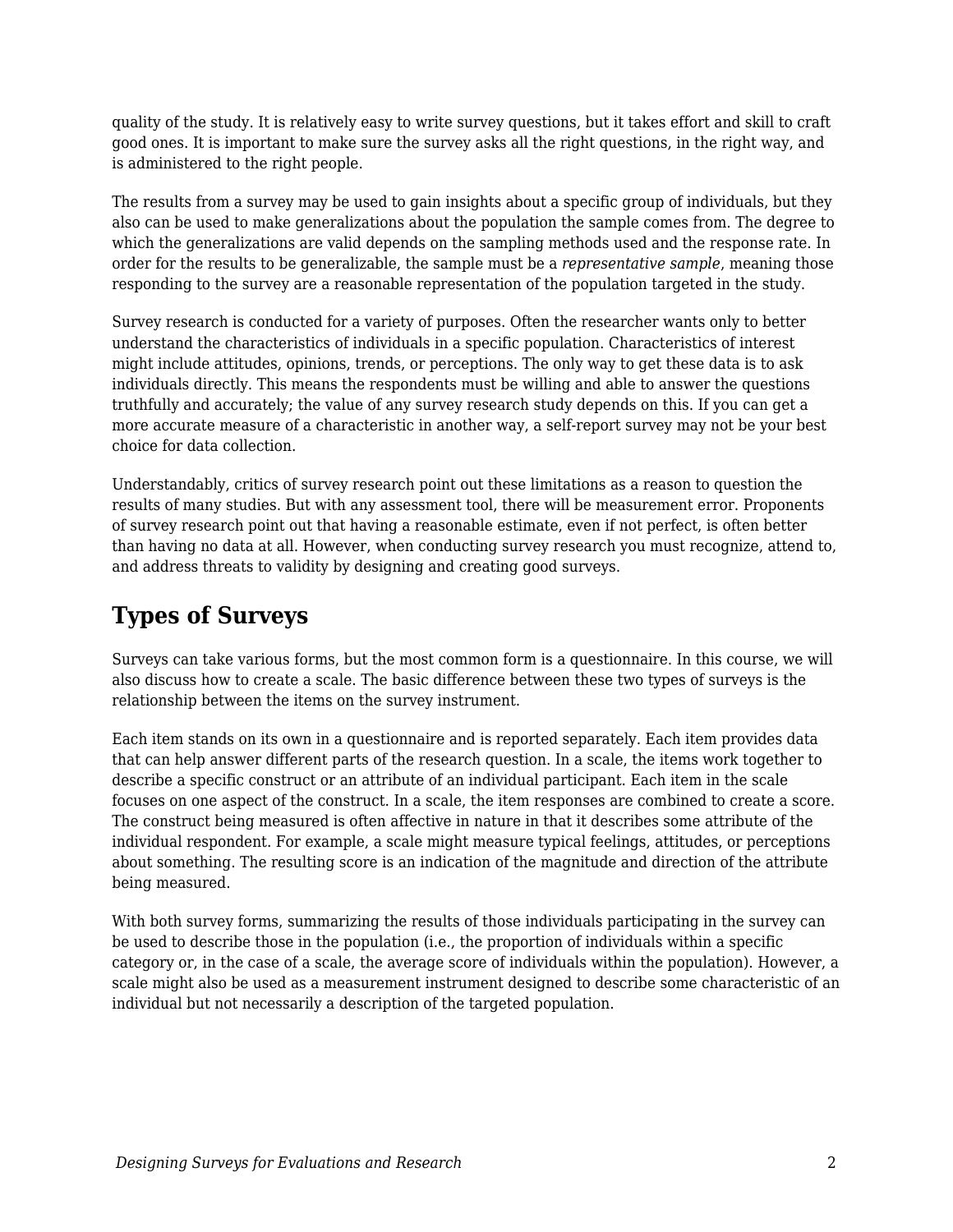quality of the study. It is relatively easy to write survey questions, but it takes effort and skill to craft good ones. It is important to make sure the survey asks all the right questions, in the right way, and is administered to the right people.

The results from a survey may be used to gain insights about a specific group of individuals, but they also can be used to make generalizations about the population the sample comes from. The degree to which the generalizations are valid depends on the sampling methods used and the response rate. In order for the results to be generalizable, the sample must be a *representative sample*, meaning those responding to the survey are a reasonable representation of the population targeted in the study.

Survey research is conducted for a variety of purposes. Often the researcher wants only to better understand the characteristics of individuals in a specific population. Characteristics of interest might include attitudes, opinions, trends, or perceptions. The only way to get these data is to ask individuals directly. This means the respondents must be willing and able to answer the questions truthfully and accurately; the value of any survey research study depends on this. If you can get a more accurate measure of a characteristic in another way, a self-report survey may not be your best choice for data collection.

Understandably, critics of survey research point out these limitations as a reason to question the results of many studies. But with any assessment tool, there will be measurement error. Proponents of survey research point out that having a reasonable estimate, even if not perfect, is often better than having no data at all. However, when conducting survey research you must recognize, attend to, and address threats to validity by designing and creating good surveys.

## Types of Surveys

Surveys can take various forms, but the most common form is a questionnaire. In this course, we will also discuss how to create a scale. The basic difference between these two types of surveys is the relationship between the items on the survey instrument.

Each item stands on its own in a questionnaire and is reported separately. Each item provides data that can help answer different parts of the research question. In a scale, the items work together to describe a specific construct or an attribute of an individual participant. Each item in the scale focuses on one aspect of the construct. In a scale, the item responses are combined to create a score. The construct being measured is often affective in nature in that it describes some attribute of the individual respondent. For example, a scale might measure typical feelings, attitudes, or perceptions about something. The resulting score is an indication of the magnitude and direction of the attribute being measured.

With both survey forms, summarizing the results of those individuals participating in the survey can be used to describe those in the population (i.e., the proportion of individuals within a specific category or, in the case of a scale, the average score of individuals within the population). However, a scale might also be used as a measurement instrument designed to describe some characteristic of an individual but not necessarily a description of the targeted population.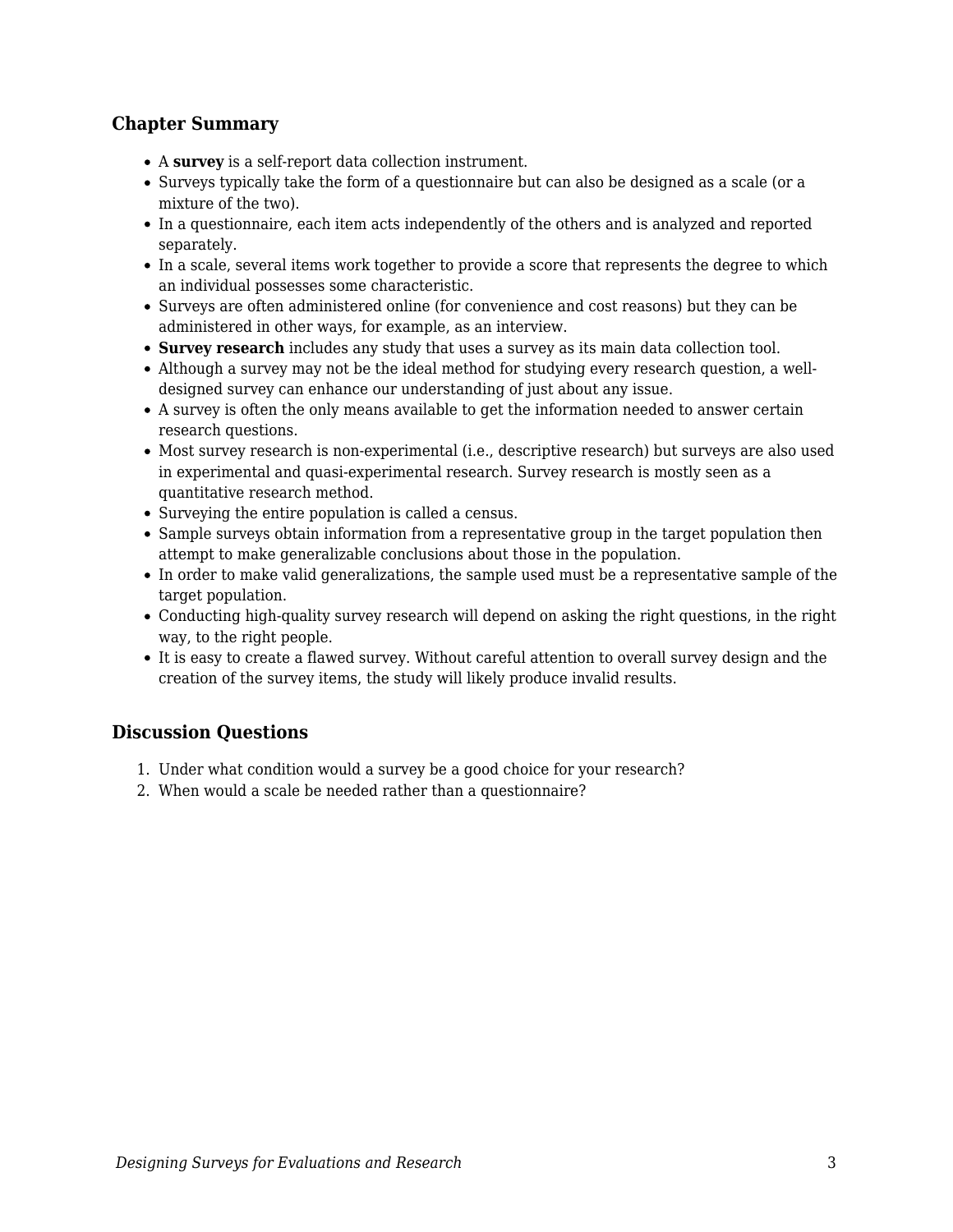### Chapter Summary

- A **survey** is a self-report data collection instrument.
- Surveys typically take the form of a questionnaire but can also be designed as a scale (or a mixture of the two).
- In a questionnaire, each item acts independently of the others and is analyzed and reported separately.
- In a scale, several items work together to provide a score that represents the degree to which an individual possesses some characteristic.
- Surveys are often administered online (for convenience and cost reasons) but they can be administered in other ways, for example, as an interview.
- **Survey research** includes any study that uses a survey as its main data collection tool.
- Although a survey may not be the ideal method for studying every research question, a well-designed survey can enhance our understanding of just about any issue.
- A survey is often the only means available to get the information needed to answer certain research questions.
- Most survey research is non-experimental (i.e., descriptive research) but surveys are also used in experimental and quasi-experimental research. Survey research is mostly seen as a quantitative research method.
- Surveying the entire population is called a census.
- Sample surveys obtain information from a representative group in the target population then attempt to make generalizable conclusions about those in the population.
- In order to make valid generalizations, the sample used must be a representative sample of the target population.
- Conducting high-quality survey research will depend on asking the right questions, in the right way, to the right people.
- It is easy to create a flawed survey. Without careful attention to overall survey design and the creation of the survey items, the study will likely produce invalid results.

### Discussion Questions

1. Under what condition would a survey be a good choice for your research?
2. When would a scale be needed rather than a questionnaire?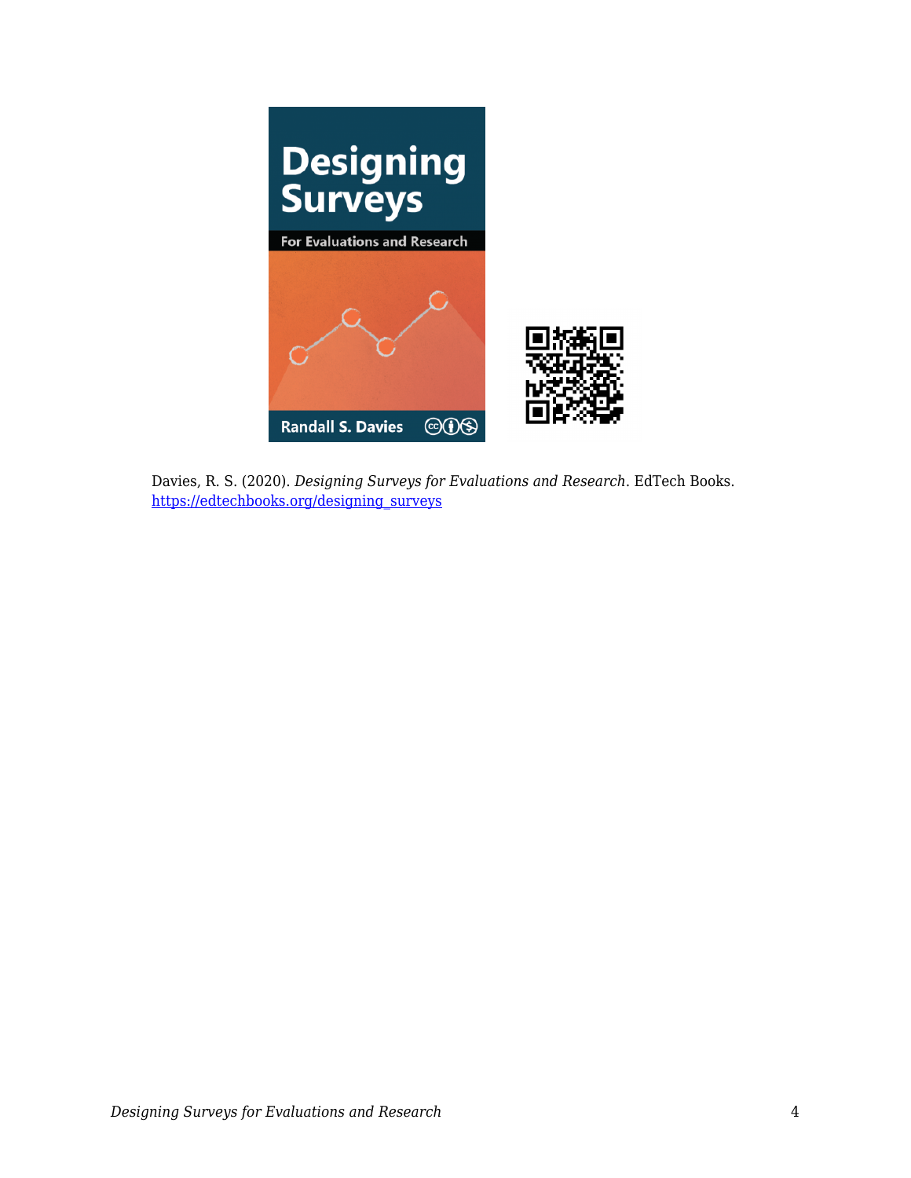Davies, R. S. (2020). *Designing Surveys for Evaluations and Research*. EdTech Books. https://edtechbooks.org/designing_surveys